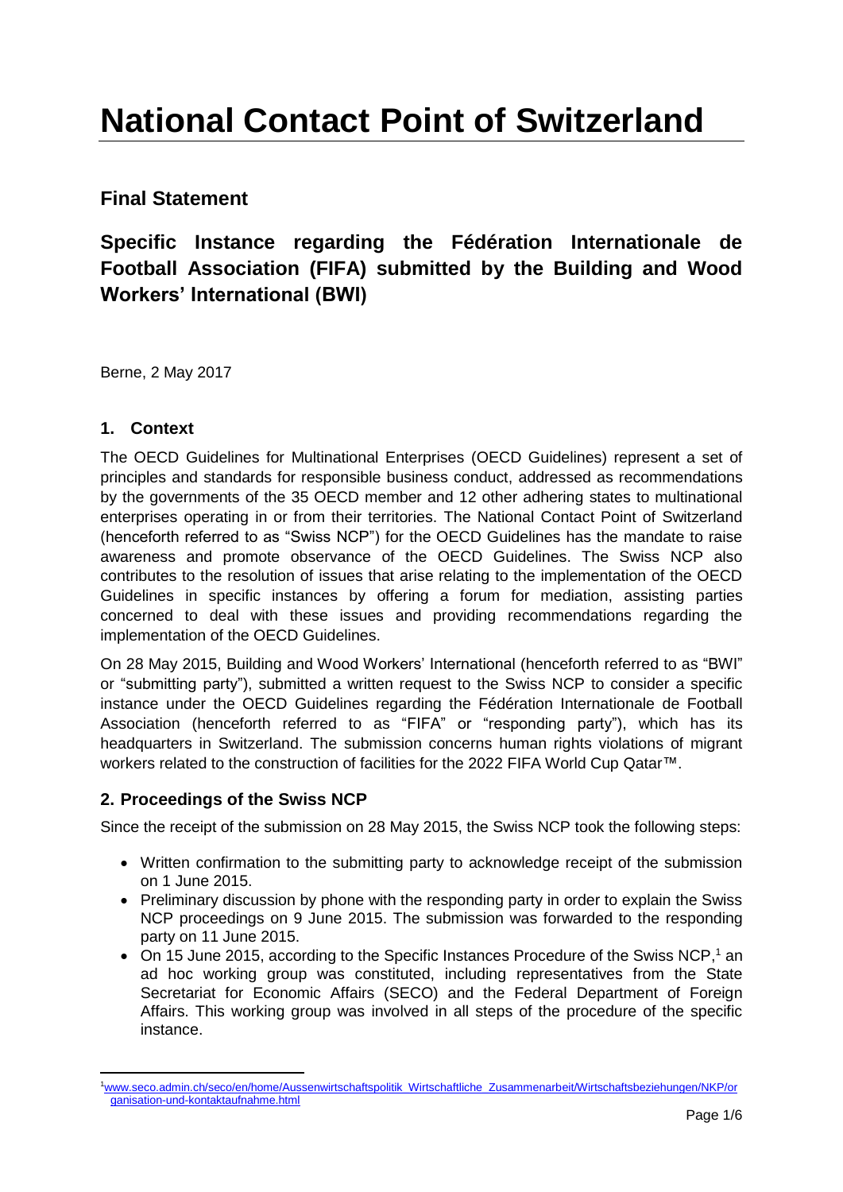# National Contact Point of Switzerland

## Final Statement

## Specific Instance regarding the Fédération Internationale de Football Association (FIFA) submitted by the Building and Wood Workers' International (BWI)

Berne, 2 May 2017

### 1. Context

The OECD Guidelines for Multinational Enterprises (OECD Guidelines) represent a set of principles and standards for responsible business conduct, addressed as recommendations by the governments of the 35 OECD member and 12 other adhering states to multinational enterprises operating in or from their territories. The National Contact Point of Switzerland (henceforth referred to as "Swiss NCP") for the OECD Guidelines has the mandate to raise awareness and promote observance of the OECD Guidelines. The Swiss NCP also contributes to the resolution of issues that arise relating to the implementation of the OECD Guidelines in specific instances by offering a forum for mediation, assisting parties concerned to deal with these issues and providing recommendations regarding the implementation of the OECD Guidelines.

On 28 May 2015, Building and Wood Workers' International (henceforth referred to as "BWI" or "submitting party"), submitted a written request to the Swiss NCP to consider a specific instance under the OECD Guidelines regarding the Fédération Internationale de Football Association (henceforth referred to as "FIFA" or "responding party"), which has its headquarters in Switzerland. The submission concerns human rights violations of migrant workers related to the construction of facilities for the 2022 FIFA World Cup Qatar™.

### 2. Proceedings of the Swiss NCP

Since the receipt of the submission on 28 May 2015, the Swiss NCP took the following steps:

- Written confirmation to the submitting party to acknowledge receipt of the submission on 1 June 2015.
- Preliminary discussion by phone with the responding party in order to explain the Swiss NCP proceedings on 9 June 2015. The submission was forwarded to the responding party on 11 June 2015.
- On 15 June 2015, according to the Specific Instances Procedure of the Swiss NCP,[1] an ad hoc working group was constituted, including representatives from the State Secretariat for Economic Affairs (SECO) and the Federal Department of Foreign Affairs. This working group was involved in all steps of the procedure of the specific instance.

[1] www.seco.admin.ch/seco/en/home/Aussenwirtschaftspolitik_Wirtschaftliche_Zusammenarbeit/Wirtschaftsbeziehungen/NKP/organisation-und-kontaktaufnahme.html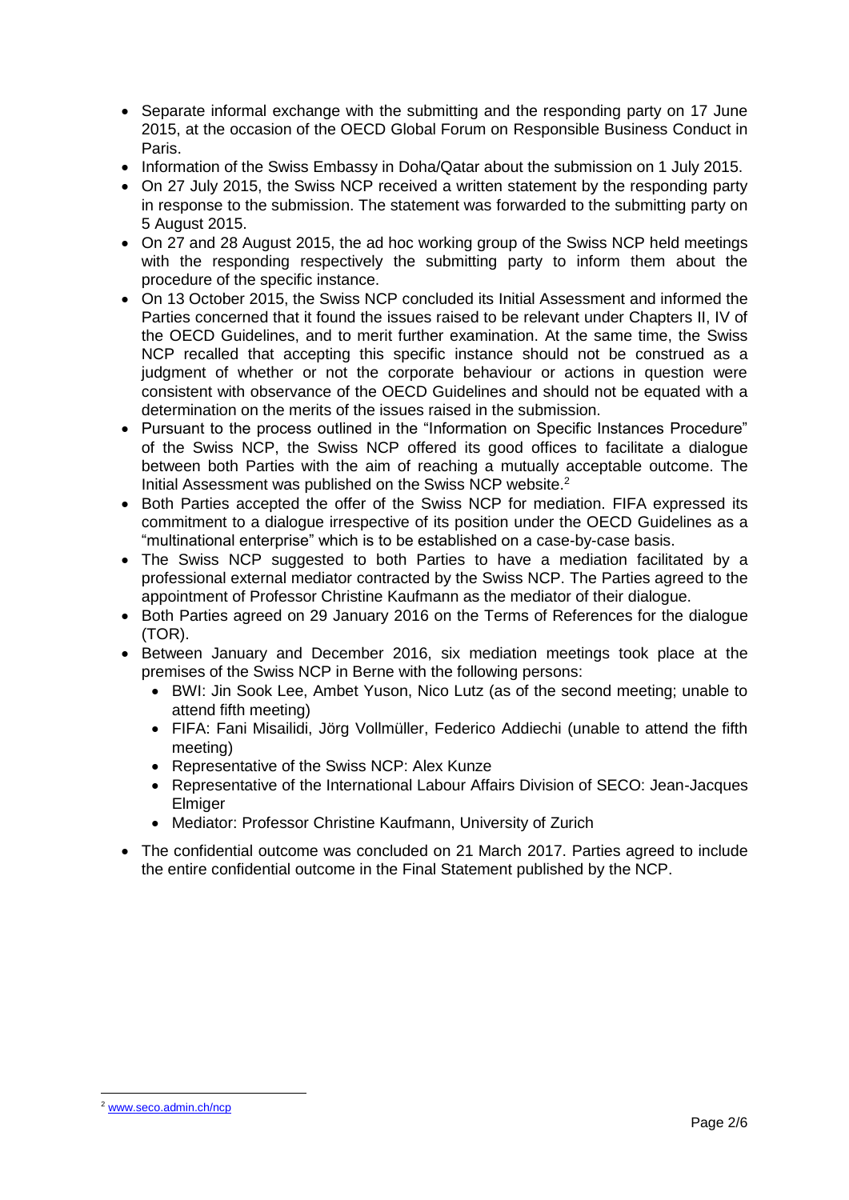- Separate informal exchange with the submitting and the responding party on 17 June 2015, at the occasion of the OECD Global Forum on Responsible Business Conduct in Paris.
- Information of the Swiss Embassy in Doha/Qatar about the submission on 1 July 2015.
- On 27 July 2015, the Swiss NCP received a written statement by the responding party in response to the submission. The statement was forwarded to the submitting party on 5 August 2015.
- On 27 and 28 August 2015, the ad hoc working group of the Swiss NCP held meetings with the responding respectively the submitting party to inform them about the procedure of the specific instance.
- On 13 October 2015, the Swiss NCP concluded its Initial Assessment and informed the Parties concerned that it found the issues raised to be relevant under Chapters II, IV of the OECD Guidelines, and to merit further examination. At the same time, the Swiss NCP recalled that accepting this specific instance should not be construed as a judgment of whether or not the corporate behaviour or actions in question were consistent with observance of the OECD Guidelines and should not be equated with a determination on the merits of the issues raised in the submission.
- Pursuant to the process outlined in the "Information on Specific Instances Procedure" of the Swiss NCP, the Swiss NCP offered its good offices to facilitate a dialogue between both Parties with the aim of reaching a mutually acceptable outcome. The Initial Assessment was published on the Swiss NCP website.[2]
- Both Parties accepted the offer of the Swiss NCP for mediation. FIFA expressed its commitment to a dialogue irrespective of its position under the OECD Guidelines as a "multinational enterprise" which is to be established on a case-by-case basis.
- The Swiss NCP suggested to both Parties to have a mediation facilitated by a professional external mediator contracted by the Swiss NCP. The Parties agreed to the appointment of Professor Christine Kaufmann as the mediator of their dialogue.
- Both Parties agreed on 29 January 2016 on the Terms of References for the dialogue (TOR).
- Between January and December 2016, six mediation meetings took place at the premises of the Swiss NCP in Berne with the following persons:
  - BWI: Jin Sook Lee, Ambet Yuson, Nico Lutz (as of the second meeting; unable to attend fifth meeting)
  - FIFA: Fani Misailidi, Jörg Vollmüller, Federico Addiechi (unable to attend the fifth meeting)
  - Representative of the Swiss NCP: Alex Kunze
  - Representative of the International Labour Affairs Division of SECO: Jean-Jacques Elmiger
  - Mediator: Professor Christine Kaufmann, University of Zurich
- The confidential outcome was concluded on 21 March 2017. Parties agreed to include the entire confidential outcome in the Final Statement published by the NCP.

[2] www.seco.admin.ch/ncp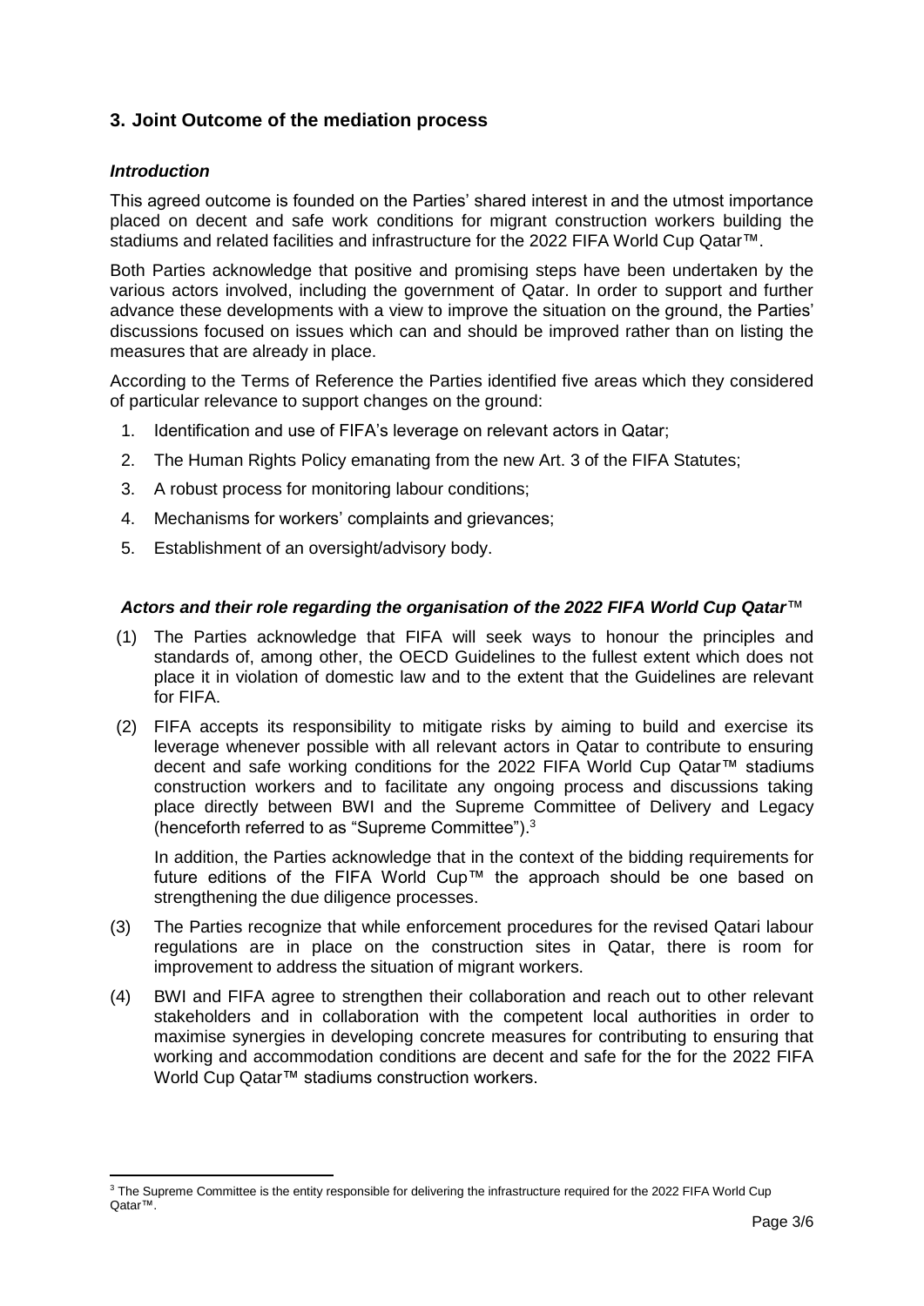## 3. Joint Outcome of the mediation process

### *Introduction*

This agreed outcome is founded on the Parties' shared interest in and the utmost importance placed on decent and safe work conditions for migrant construction workers building the stadiums and related facilities and infrastructure for the 2022 FIFA World Cup Qatar™.

Both Parties acknowledge that positive and promising steps have been undertaken by the various actors involved, including the government of Qatar. In order to support and further advance these developments with a view to improve the situation on the ground, the Parties' discussions focused on issues which can and should be improved rather than on listing the measures that are already in place.

According to the Terms of Reference the Parties identified five areas which they considered of particular relevance to support changes on the ground:

1. Identification and use of FIFA's leverage on relevant actors in Qatar;
2. The Human Rights Policy emanating from the new Art. 3 of the FIFA Statutes;
3. A robust process for monitoring labour conditions;
4. Mechanisms for workers' complaints and grievances;
5. Establishment of an oversight/advisory body.

### *Actors and their role regarding the organisation of the 2022 FIFA World Cup Qatar™*

(1) The Parties acknowledge that FIFA will seek ways to honour the principles and standards of, among other, the OECD Guidelines to the fullest extent which does not place it in violation of domestic law and to the extent that the Guidelines are relevant for FIFA.

(2) FIFA accepts its responsibility to mitigate risks by aiming to build and exercise its leverage whenever possible with all relevant actors in Qatar to contribute to ensuring decent and safe working conditions for the 2022 FIFA World Cup Qatar™ stadiums construction workers and to facilitate any ongoing process and discussions taking place directly between BWI and the Supreme Committee of Delivery and Legacy (henceforth referred to as "Supreme Committee").[3]

In addition, the Parties acknowledge that in the context of the bidding requirements for future editions of the FIFA World Cup™ the approach should be one based on strengthening the due diligence processes.

(3) The Parties recognize that while enforcement procedures for the revised Qatari labour regulations are in place on the construction sites in Qatar, there is room for improvement to address the situation of migrant workers.

(4) BWI and FIFA agree to strengthen their collaboration and reach out to other relevant stakeholders and in collaboration with the competent local authorities in order to maximise synergies in developing concrete measures for contributing to ensuring that working and accommodation conditions are decent and safe for the for the 2022 FIFA World Cup Qatar™ stadiums construction workers.

[3] The Supreme Committee is the entity responsible for delivering the infrastructure required for the 2022 FIFA World Cup Qatar™.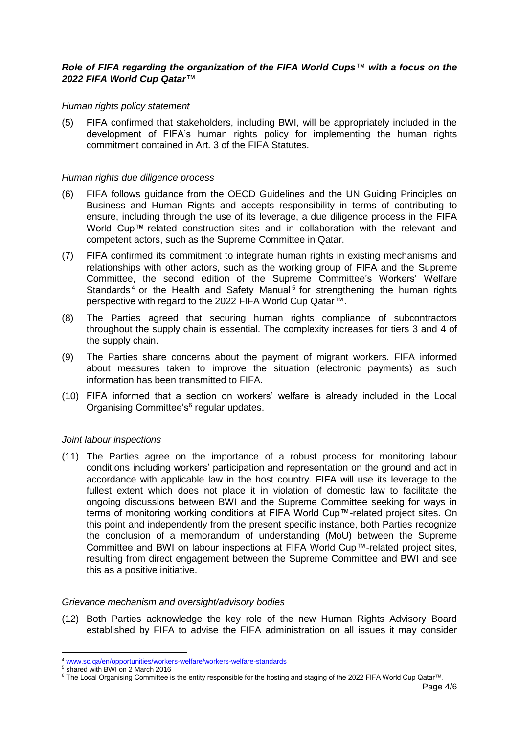***Role of FIFA regarding the organization of the FIFA World Cups™ with a focus on the 2022 FIFA World Cup Qatar™***

*Human rights policy statement*

(5) FIFA confirmed that stakeholders, including BWI, will be appropriately included in the development of FIFA's human rights policy for implementing the human rights commitment contained in Art. 3 of the FIFA Statutes.

*Human rights due diligence process*

(6) FIFA follows guidance from the OECD Guidelines and the UN Guiding Principles on Business and Human Rights and accepts responsibility in terms of contributing to ensure, including through the use of its leverage, a due diligence process in the FIFA World Cup™-related construction sites and in collaboration with the relevant and competent actors, such as the Supreme Committee in Qatar.

(7) FIFA confirmed its commitment to integrate human rights in existing mechanisms and relationships with other actors, such as the working group of FIFA and the Supreme Committee, the second edition of the Supreme Committee's Workers' Welfare Standards[4] or the Health and Safety Manual[5] for strengthening the human rights perspective with regard to the 2022 FIFA World Cup Qatar™.

(8) The Parties agreed that securing human rights compliance of subcontractors throughout the supply chain is essential. The complexity increases for tiers 3 and 4 of the supply chain.

(9) The Parties share concerns about the payment of migrant workers. FIFA informed about measures taken to improve the situation (electronic payments) as such information has been transmitted to FIFA.

(10) FIFA informed that a section on workers' welfare is already included in the Local Organising Committee's[6] regular updates.

*Joint labour inspections*

(11) The Parties agree on the importance of a robust process for monitoring labour conditions including workers' participation and representation on the ground and act in accordance with applicable law in the host country. FIFA will use its leverage to the fullest extent which does not place it in violation of domestic law to facilitate the ongoing discussions between BWI and the Supreme Committee seeking for ways in terms of monitoring working conditions at FIFA World Cup™-related project sites. On this point and independently from the present specific instance, both Parties recognize the conclusion of a memorandum of understanding (MoU) between the Supreme Committee and BWI on labour inspections at FIFA World Cup™-related project sites, resulting from direct engagement between the Supreme Committee and BWI and see this as a positive initiative.

*Grievance mechanism and oversight/advisory bodies*

(12) Both Parties acknowledge the key role of the new Human Rights Advisory Board established by FIFA to advise the FIFA administration on all issues it may consider

---

[4] www.sc.qa/en/opportunities/workers-welfare/workers-welfare-standards

[5] shared with BWI on 2 March 2016

[6] The Local Organising Committee is the entity responsible for the hosting and staging of the 2022 FIFA World Cup Qatar™.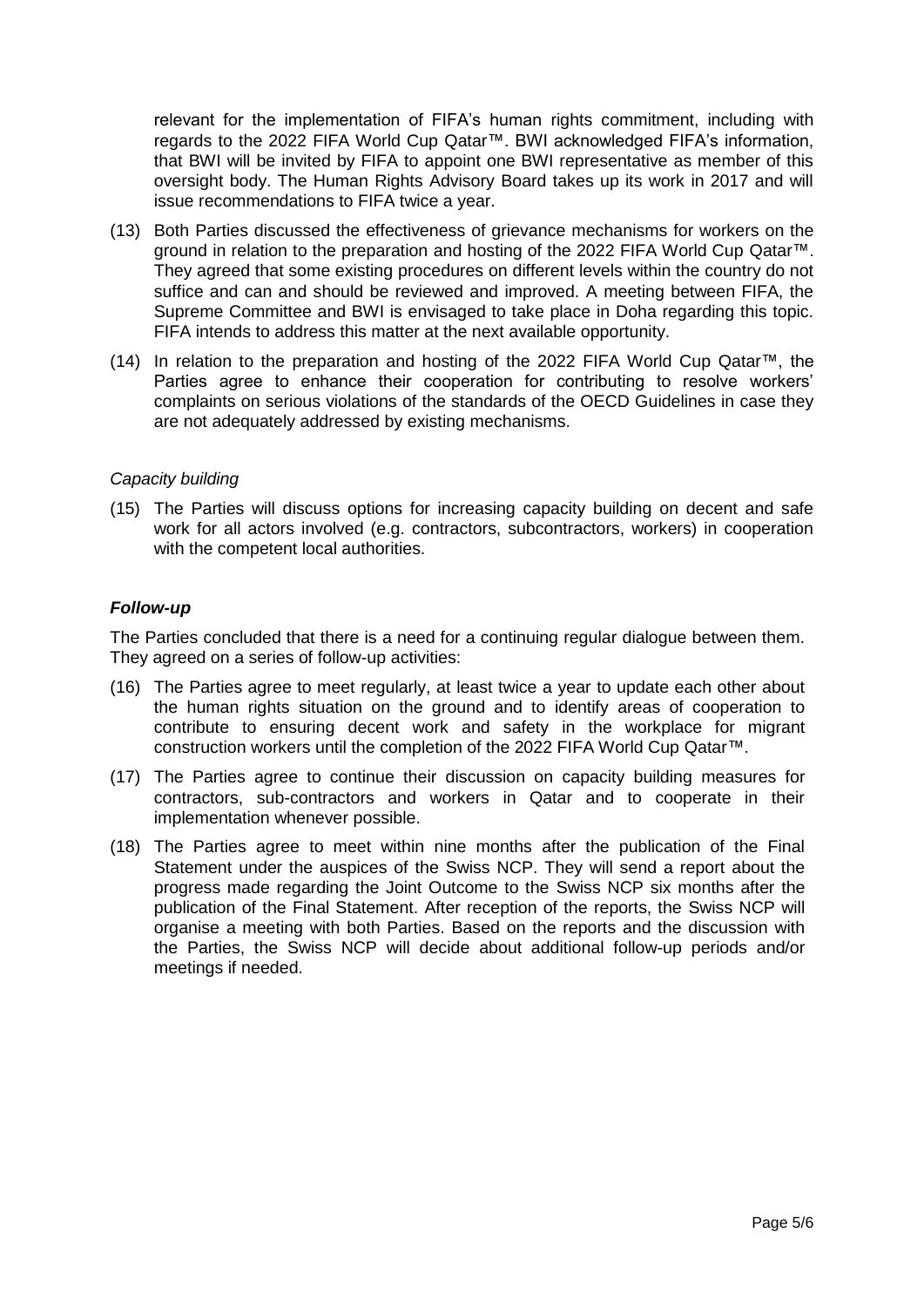relevant for the implementation of FIFA's human rights commitment, including with regards to the 2022 FIFA World Cup Qatar™. BWI acknowledged FIFA's information, that BWI will be invited by FIFA to appoint one BWI representative as member of this oversight body. The Human Rights Advisory Board takes up its work in 2017 and will issue recommendations to FIFA twice a year.

(13) Both Parties discussed the effectiveness of grievance mechanisms for workers on the ground in relation to the preparation and hosting of the 2022 FIFA World Cup Qatar™. They agreed that some existing procedures on different levels within the country do not suffice and can and should be reviewed and improved. A meeting between FIFA, the Supreme Committee and BWI is envisaged to take place in Doha regarding this topic. FIFA intends to address this matter at the next available opportunity.

(14) In relation to the preparation and hosting of the 2022 FIFA World Cup Qatar™, the Parties agree to enhance their cooperation for contributing to resolve workers' complaints on serious violations of the standards of the OECD Guidelines in case they are not adequately addressed by existing mechanisms.

*Capacity building*

(15) The Parties will discuss options for increasing capacity building on decent and safe work for all actors involved (e.g. contractors, subcontractors, workers) in cooperation with the competent local authorities.

***Follow-up***

The Parties concluded that there is a need for a continuing regular dialogue between them. They agreed on a series of follow-up activities:

(16) The Parties agree to meet regularly, at least twice a year to update each other about the human rights situation on the ground and to identify areas of cooperation to contribute to ensuring decent work and safety in the workplace for migrant construction workers until the completion of the 2022 FIFA World Cup Qatar™.

(17) The Parties agree to continue their discussion on capacity building measures for contractors, sub-contractors and workers in Qatar and to cooperate in their implementation whenever possible.

(18) The Parties agree to meet within nine months after the publication of the Final Statement under the auspices of the Swiss NCP. They will send a report about the progress made regarding the Joint Outcome to the Swiss NCP six months after the publication of the Final Statement. After reception of the reports, the Swiss NCP will organise a meeting with both Parties. Based on the reports and the discussion with the Parties, the Swiss NCP will decide about additional follow-up periods and/or meetings if needed.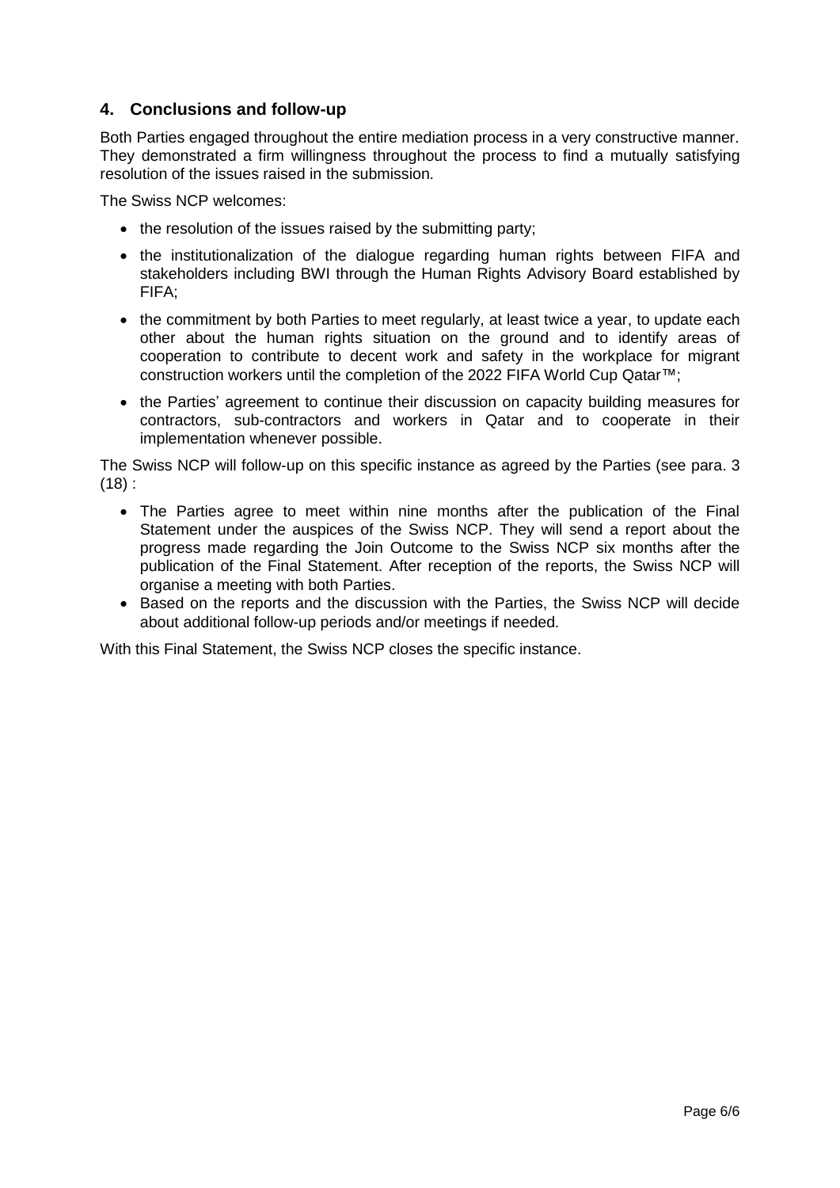## 4. Conclusions and follow-up

Both Parties engaged throughout the entire mediation process in a very constructive manner. They demonstrated a firm willingness throughout the process to find a mutually satisfying resolution of the issues raised in the submission.

The Swiss NCP welcomes:

- the resolution of the issues raised by the submitting party;
- the institutionalization of the dialogue regarding human rights between FIFA and stakeholders including BWI through the Human Rights Advisory Board established by FIFA;
- the commitment by both Parties to meet regularly, at least twice a year, to update each other about the human rights situation on the ground and to identify areas of cooperation to contribute to decent work and safety in the workplace for migrant construction workers until the completion of the 2022 FIFA World Cup Qatar™;
- the Parties' agreement to continue their discussion on capacity building measures for contractors, sub-contractors and workers in Qatar and to cooperate in their implementation whenever possible.

The Swiss NCP will follow-up on this specific instance as agreed by the Parties (see para. 3 (18) :

- The Parties agree to meet within nine months after the publication of the Final Statement under the auspices of the Swiss NCP. They will send a report about the progress made regarding the Join Outcome to the Swiss NCP six months after the publication of the Final Statement. After reception of the reports, the Swiss NCP will organise a meeting with both Parties.
- Based on the reports and the discussion with the Parties, the Swiss NCP will decide about additional follow-up periods and/or meetings if needed.

With this Final Statement, the Swiss NCP closes the specific instance.